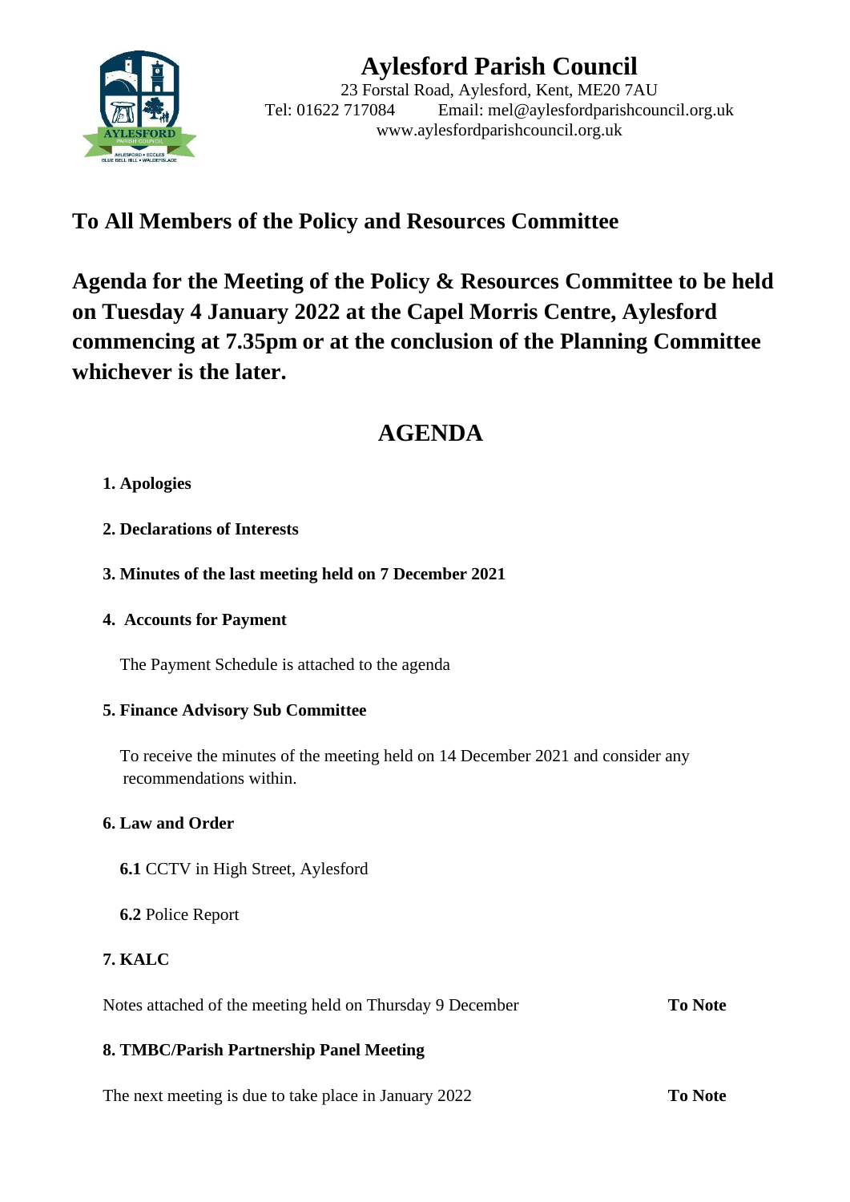# Aylesford Parish Council

23 Forstal Road, Aylesford, Kent, ME20 7AU
Tel: 01622 717084 Email: mel@aylesfordparishcouncil.org.uk
www.aylesfordparishcouncil.org.uk

## To All Members of the Policy and Resources Committee

## Agenda for the Meeting of the Policy & Resources Committee to be held on Tuesday 4 January 2022 at the Capel Morris Centre, Aylesford commencing at 7.35pm or at the conclusion of the Planning Committee whichever is the later.

# AGENDA

**1. Apologies**

**2. Declarations of Interests**

**3. Minutes of the last meeting held on 7 December 2021**

**4. Accounts for Payment**

The Payment Schedule is attached to the agenda

**5. Finance Advisory Sub Committee**

To receive the minutes of the meeting held on 14 December 2021 and consider any recommendations within.

**6. Law and Order**

**6.1** CCTV in High Street, Aylesford

**6.2** Police Report

**7. KALC**

Notes attached of the meeting held on Thursday 9 December **To Note**

**8. TMBC/Parish Partnership Panel Meeting**

The next meeting is due to take place in January 2022 **To Note**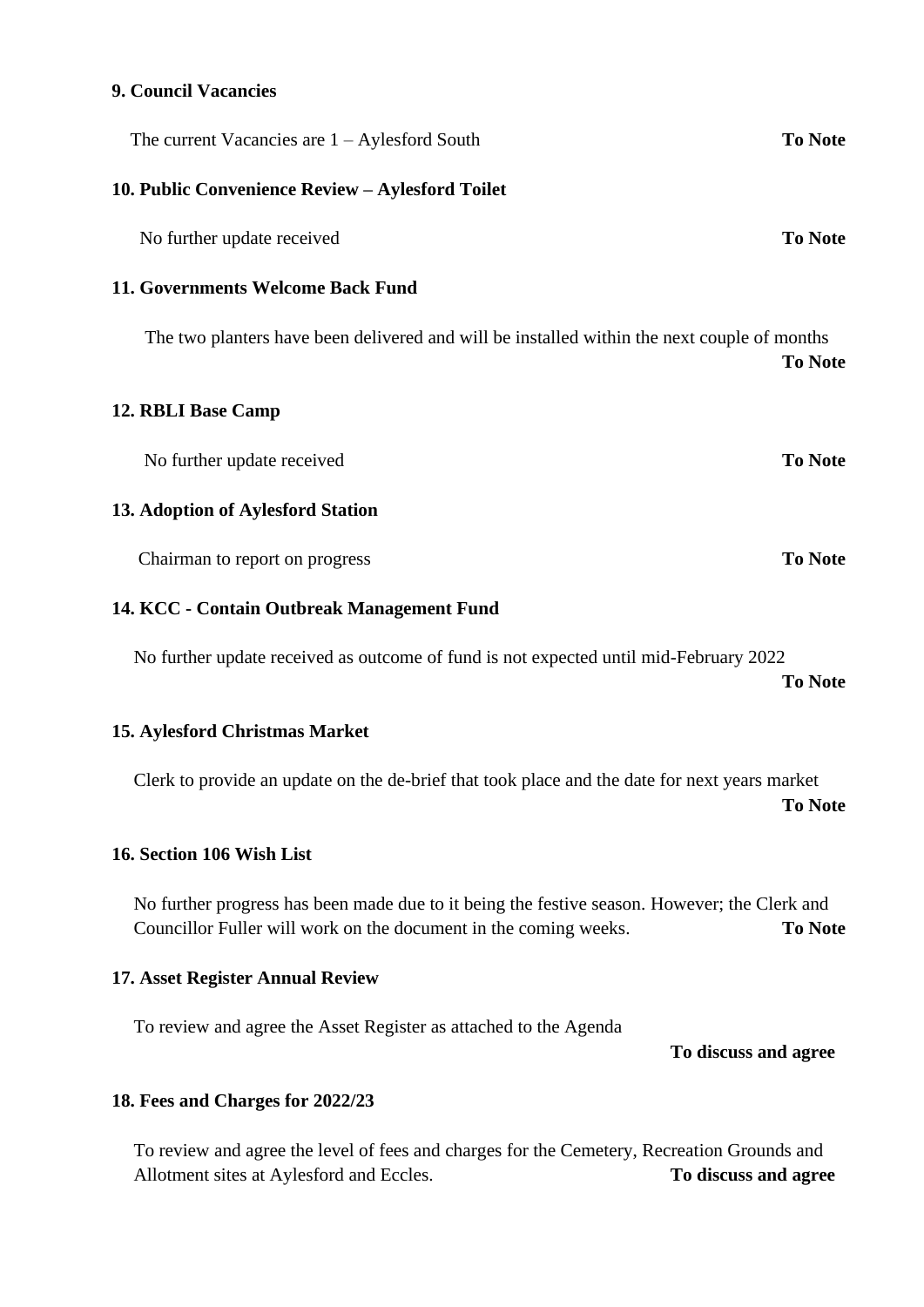**9. Council Vacancies**

The current Vacancies are 1 – Aylesford South **To Note**

**10. Public Convenience Review – Aylesford Toilet**

No further update received **To Note**

**11. Governments Welcome Back Fund**

The two planters have been delivered and will be installed within the next couple of months **To Note**

**12. RBLI Base Camp**

No further update received **To Note**

**13. Adoption of Aylesford Station**

Chairman to report on progress **To Note**

**14. KCC - Contain Outbreak Management Fund**

No further update received as outcome of fund is not expected until mid-February 2022 **To Note**

**15. Aylesford Christmas Market**

Clerk to provide an update on the de-brief that took place and the date for next years market **To Note**

**16. Section 106 Wish List**

No further progress has been made due to it being the festive season. However; the Clerk and Councillor Fuller will work on the document in the coming weeks. **To Note**

**17. Asset Register Annual Review**

To review and agree the Asset Register as attached to the Agenda **To discuss and agree**

**18. Fees and Charges for 2022/23**

To review and agree the level of fees and charges for the Cemetery, Recreation Grounds and Allotment sites at Aylesford and Eccles. **To discuss and agree**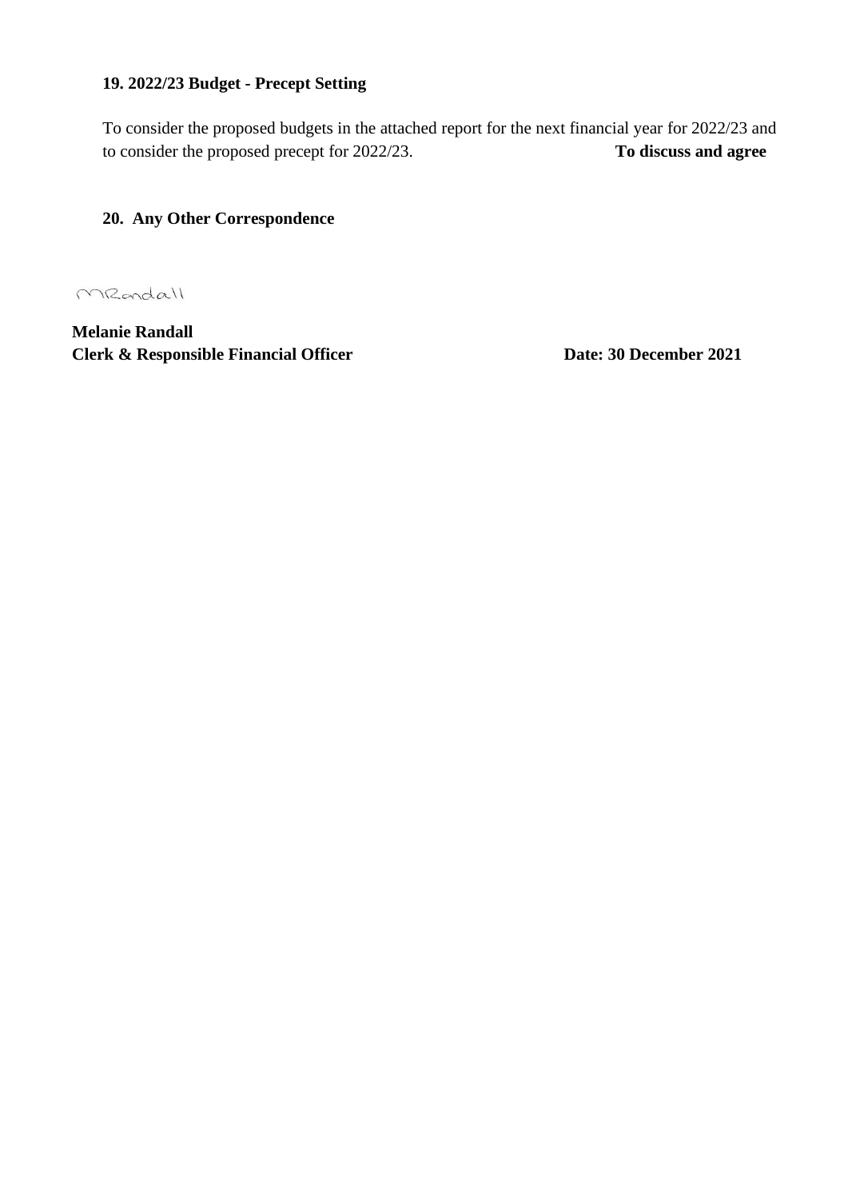**19. 2022/23 Budget - Precept Setting**

To consider the proposed budgets in the attached report for the next financial year for 2022/23 and to consider the proposed precept for 2022/23. **To discuss and agree**

**20. Any Other Correspondence**

MRandall

**Melanie Randall**
**Clerk & Responsible Financial Officer** **Date: 30 December 2021**